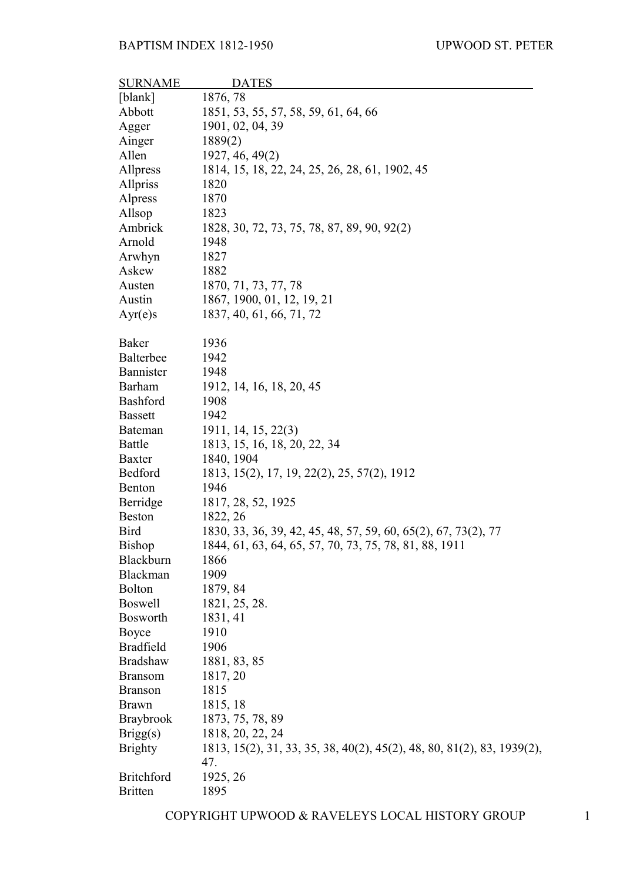# BAPTISM INDEX 1812-1950

## UPWOOD ST. PETER

| SURNAME | DATES |
|---|---|
| [blank] | 1876, 78 |
| Abbott | 1851, 53, 55, 57, 58, 59, 61, 64, 66 |
| Agger | 1901, 02, 04, 39 |
| Ainger | 1889(2) |
| Allen | 1927, 46, 49(2) |
| Allpress | 1814, 15, 18, 22, 24, 25, 26, 28, 61, 1902, 45 |
| Allpriss | 1820 |
| Alpress | 1870 |
| Allsop | 1823 |
| Ambrick | 1828, 30, 72, 73, 75, 78, 87, 89, 90, 92(2) |
| Arnold | 1948 |
| Arwhyn | 1827 |
| Askew | 1882 |
| Austen | 1870, 71, 73, 77, 78 |
| Austin | 1867, 1900, 01, 12, 19, 21 |
| Ayr(e)s | 1837, 40, 61, 66, 71, 72 |
| | |
| Baker | 1936 |
| Balterbee | 1942 |
| Bannister | 1948 |
| Barham | 1912, 14, 16, 18, 20, 45 |
| Bashford | 1908 |
| Bassett | 1942 |
| Bateman | 1911, 14, 15, 22(3) |
| Battle | 1813, 15, 16, 18, 20, 22, 34 |
| Baxter | 1840, 1904 |
| Bedford | 1813, 15(2), 17, 19, 22(2), 25, 57(2), 1912 |
| Benton | 1946 |
| Berridge | 1817, 28, 52, 1925 |
| Beston | 1822, 26 |
| Bird | 1830, 33, 36, 39, 42, 45, 48, 57, 59, 60, 65(2), 67, 73(2), 77 |
| Bishop | 1844, 61, 63, 64, 65, 57, 70, 73, 75, 78, 81, 88, 1911 |
| Blackburn | 1866 |
| Blackman | 1909 |
| Bolton | 1879, 84 |
| Boswell | 1821, 25, 28. |
| Bosworth | 1831, 41 |
| Boyce | 1910 |
| Bradfield | 1906 |
| Bradshaw | 1881, 83, 85 |
| Bransom | 1817, 20 |
| Branson | 1815 |
| Brawn | 1815, 18 |
| Braybrook | 1873, 75, 78, 89 |
| Brigg(s) | 1818, 20, 22, 24 |
| Brighty | 1813, 15(2), 31, 33, 35, 38, 40(2), 45(2), 48, 80, 81(2), 83, 1939(2), 47. |
| Britchford | 1925, 26 |
| Britten | 1895 |

COPYRIGHT UPWOOD & RAVELEYS LOCAL HISTORY GROUP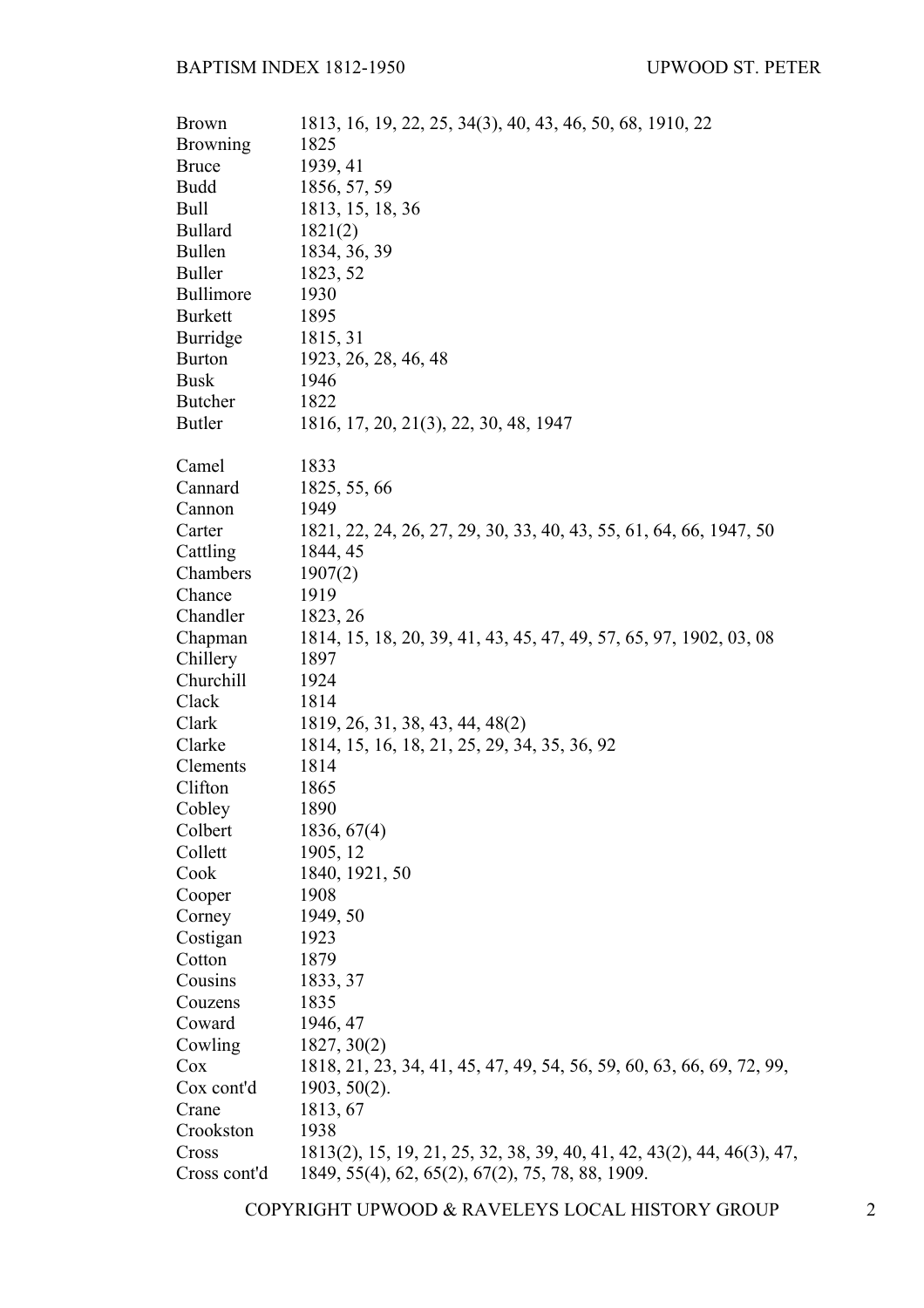| | |
|---|---|
| Brown | 1813, 16, 19, 22, 25, 34(3), 40, 43, 46, 50, 68, 1910, 22 |
| Browning | 1825 |
| Bruce | 1939, 41 |
| Budd | 1856, 57, 59 |
| Bull | 1813, 15, 18, 36 |
| Bullard | 1821(2) |
| Bullen | 1834, 36, 39 |
| Buller | 1823, 52 |
| Bullimore | 1930 |
| Burkett | 1895 |
| Burridge | 1815, 31 |
| Burton | 1923, 26, 28, 46, 48 |
| Busk | 1946 |
| Butcher | 1822 |
| Butler | 1816, 17, 20, 21(3), 22, 30, 48, 1947 |
| | |
| Camel | 1833 |
| Cannard | 1825, 55, 66 |
| Cannon | 1949 |
| Carter | 1821, 22, 24, 26, 27, 29, 30, 33, 40, 43, 55, 61, 64, 66, 1947, 50 |
| Cattling | 1844, 45 |
| Chambers | 1907(2) |
| Chance | 1919 |
| Chandler | 1823, 26 |
| Chapman | 1814, 15, 18, 20, 39, 41, 43, 45, 47, 49, 57, 65, 97, 1902, 03, 08 |
| Chillery | 1897 |
| Churchill | 1924 |
| Clack | 1814 |
| Clark | 1819, 26, 31, 38, 43, 44, 48(2) |
| Clarke | 1814, 15, 16, 18, 21, 25, 29, 34, 35, 36, 92 |
| Clements | 1814 |
| Clifton | 1865 |
| Cobley | 1890 |
| Colbert | 1836, 67(4) |
| Collett | 1905, 12 |
| Cook | 1840, 1921, 50 |
| Cooper | 1908 |
| Corney | 1949, 50 |
| Costigan | 1923 |
| Cotton | 1879 |
| Cousins | 1833, 37 |
| Couzens | 1835 |
| Coward | 1946, 47 |
| Cowling | 1827, 30(2) |
| Cox | 1818, 21, 23, 34, 41, 45, 47, 49, 54, 56, 59, 60, 63, 66, 69, 72, 99, |
| Cox cont'd | 1903, 50(2). |
| Crane | 1813, 67 |
| Crookston | 1938 |
| Cross | 1813(2), 15, 19, 21, 25, 32, 38, 39, 40, 41, 42, 43(2), 44, 46(3), 47, |
| Cross cont'd | 1849, 55(4), 62, 65(2), 67(2), 75, 78, 88, 1909. |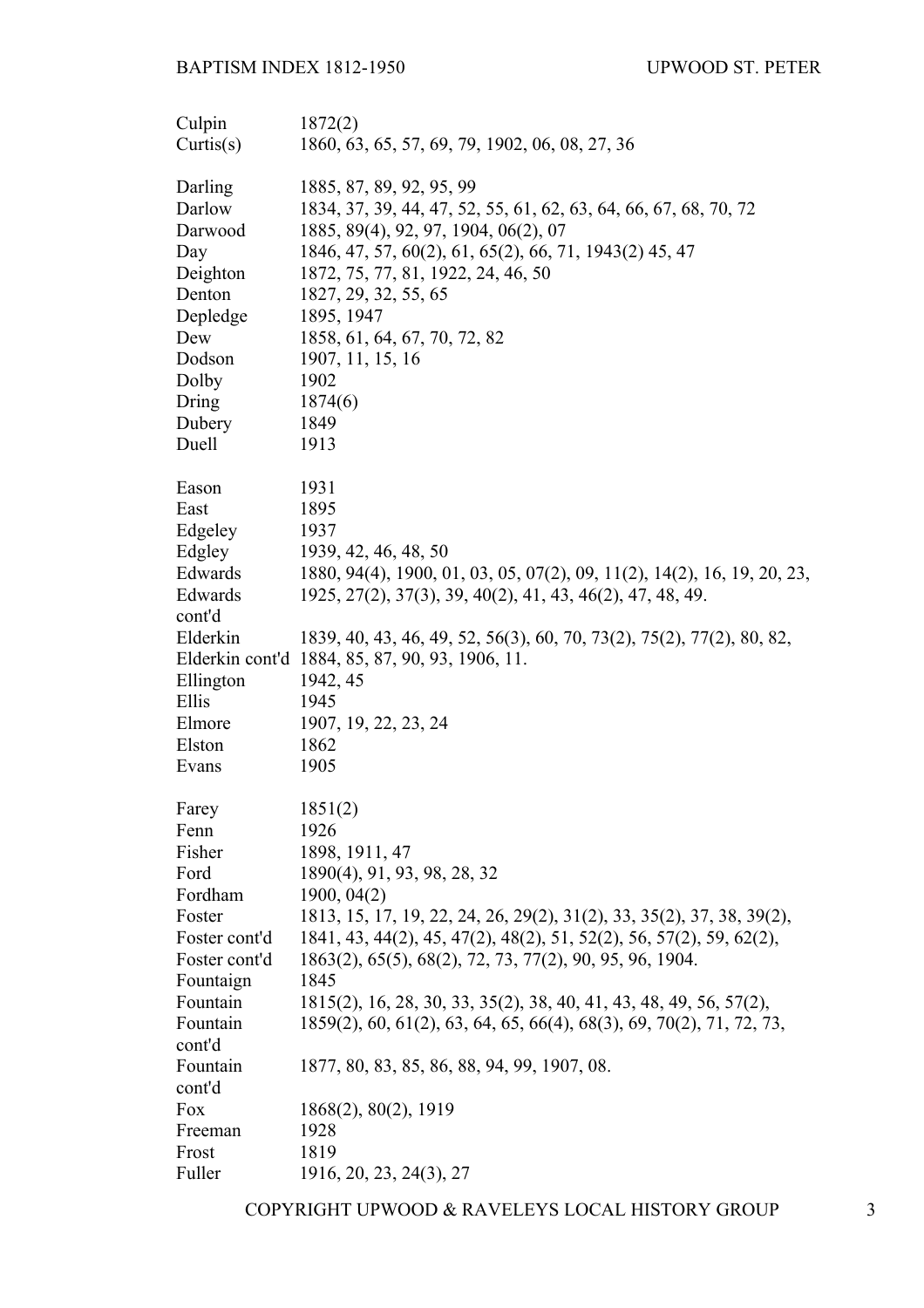| | |
|---|---|
| Culpin | 1872(2) |
| Curtis(s) | 1860, 63, 65, 57, 69, 79, 1902, 06, 08, 27, 36 |
| | |
| Darling | 1885, 87, 89, 92, 95, 99 |
| Darlow | 1834, 37, 39, 44, 47, 52, 55, 61, 62, 63, 64, 66, 67, 68, 70, 72 |
| Darwood | 1885, 89(4), 92, 97, 1904, 06(2), 07 |
| Day | 1846, 47, 57, 60(2), 61, 65(2), 66, 71, 1943(2) 45, 47 |
| Deighton | 1872, 75, 77, 81, 1922, 24, 46, 50 |
| Denton | 1827, 29, 32, 55, 65 |
| Depledge | 1895, 1947 |
| Dew | 1858, 61, 64, 67, 70, 72, 82 |
| Dodson | 1907, 11, 15, 16 |
| Dolby | 1902 |
| Dring | 1874(6) |
| Dubery | 1849 |
| Duell | 1913 |
| | |
| Eason | 1931 |
| East | 1895 |
| Edgeley | 1937 |
| Edgley | 1939, 42, 46, 48, 50 |
| Edwards | 1880, 94(4), 1900, 01, 03, 05, 07(2), 09, 11(2), 14(2), 16, 19, 20, 23, |
| Edwards cont'd | 1925, 27(2), 37(3), 39, 40(2), 41, 43, 46(2), 47, 48, 49. |
| Elderkin | 1839, 40, 43, 46, 49, 52, 56(3), 60, 70, 73(2), 75(2), 77(2), 80, 82, |
| Elderkin cont'd | 1884, 85, 87, 90, 93, 1906, 11. |
| Ellington | 1942, 45 |
| Ellis | 1945 |
| Elmore | 1907, 19, 22, 23, 24 |
| Elston | 1862 |
| Evans | 1905 |
| | |
| Farey | 1851(2) |
| Fenn | 1926 |
| Fisher | 1898, 1911, 47 |
| Ford | 1890(4), 91, 93, 98, 28, 32 |
| Fordham | 1900, 04(2) |
| Foster | 1813, 15, 17, 19, 22, 24, 26, 29(2), 31(2), 33, 35(2), 37, 38, 39(2), |
| Foster cont'd | 1841, 43, 44(2), 45, 47(2), 48(2), 51, 52(2), 56, 57(2), 59, 62(2), |
| Foster cont'd | 1863(2), 65(5), 68(2), 72, 73, 77(2), 90, 95, 96, 1904. |
| Fountaign | 1845 |
| Fountain | 1815(2), 16, 28, 30, 33, 35(2), 38, 40, 41, 43, 48, 49, 56, 57(2), |
| Fountain cont'd | 1859(2), 60, 61(2), 63, 64, 65, 66(4), 68(3), 69, 70(2), 71, 72, 73, |
| Fountain cont'd | 1877, 80, 83, 85, 86, 88, 94, 99, 1907, 08. |
| Fox | 1868(2), 80(2), 1919 |
| Freeman | 1928 |
| Frost | 1819 |
| Fuller | 1916, 20, 23, 24(3), 27 |

COPYRIGHT UPWOOD & RAVELEYS LOCAL HISTORY GROUP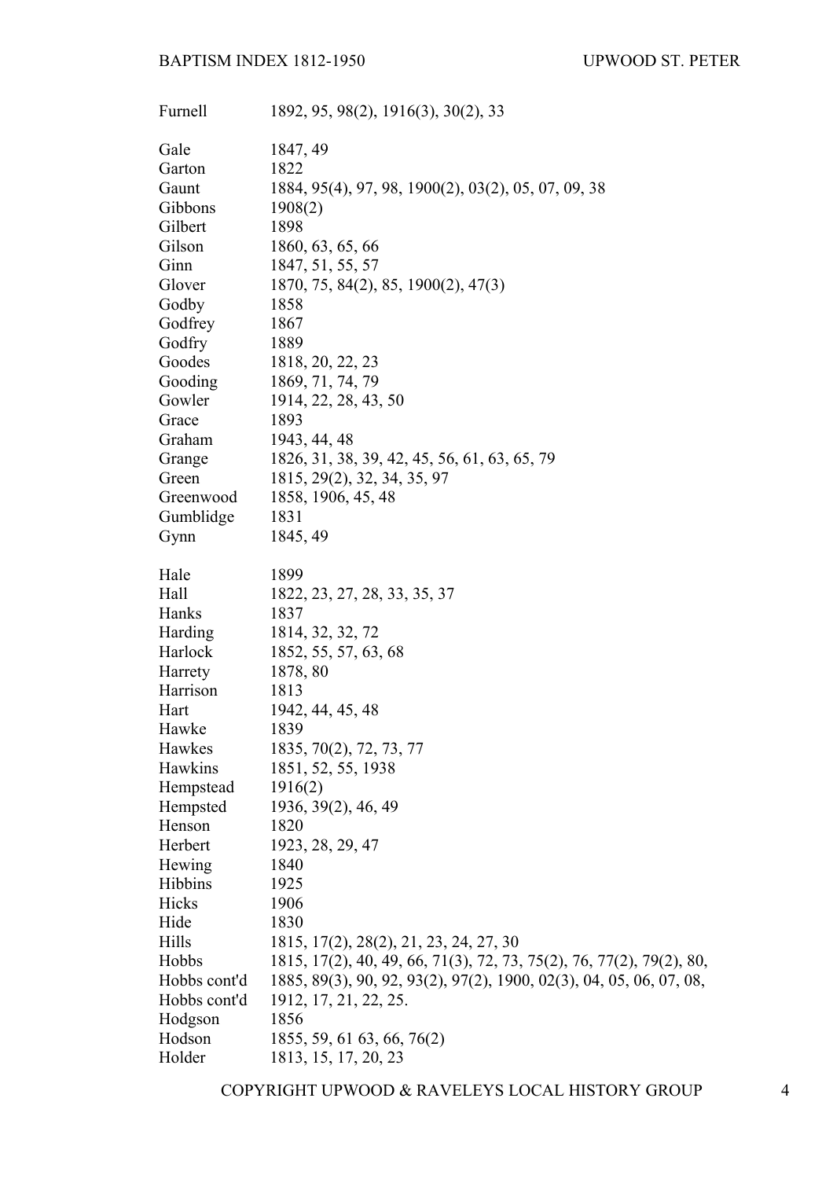| Surname | Years |
|---|---|
| Furnell | 1892, 95, 98(2), 1916(3), 30(2), 33 |
| | |
| Gale | 1847, 49 |
| Garton | 1822 |
| Gaunt | 1884, 95(4), 97, 98, 1900(2), 03(2), 05, 07, 09, 38 |
| Gibbons | 1908(2) |
| Gilbert | 1898 |
| Gilson | 1860, 63, 65, 66 |
| Ginn | 1847, 51, 55, 57 |
| Glover | 1870, 75, 84(2), 85, 1900(2), 47(3) |
| Godby | 1858 |
| Godfrey | 1867 |
| Godfry | 1889 |
| Goodes | 1818, 20, 22, 23 |
| Gooding | 1869, 71, 74, 79 |
| Gowler | 1914, 22, 28, 43, 50 |
| Grace | 1893 |
| Graham | 1943, 44, 48 |
| Grange | 1826, 31, 38, 39, 42, 45, 56, 61, 63, 65, 79 |
| Green | 1815, 29(2), 32, 34, 35, 97 |
| Greenwood | 1858, 1906, 45, 48 |
| Gumblidge | 1831 |
| Gynn | 1845, 49 |
| | |
| Hale | 1899 |
| Hall | 1822, 23, 27, 28, 33, 35, 37 |
| Hanks | 1837 |
| Harding | 1814, 32, 32, 72 |
| Harlock | 1852, 55, 57, 63, 68 |
| Harrety | 1878, 80 |
| Harrison | 1813 |
| Hart | 1942, 44, 45, 48 |
| Hawke | 1839 |
| Hawkes | 1835, 70(2), 72, 73, 77 |
| Hawkins | 1851, 52, 55, 1938 |
| Hempstead | 1916(2) |
| Hempsted | 1936, 39(2), 46, 49 |
| Henson | 1820 |
| Herbert | 1923, 28, 29, 47 |
| Hewing | 1840 |
| Hibbins | 1925 |
| Hicks | 1906 |
| Hide | 1830 |
| Hills | 1815, 17(2), 28(2), 21, 23, 24, 27, 30 |
| Hobbs | 1815, 17(2), 40, 49, 66, 71(3), 72, 73, 75(2), 76, 77(2), 79(2), 80, |
| Hobbs cont'd | 1885, 89(3), 90, 92, 93(2), 97(2), 1900, 02(3), 04, 05, 06, 07, 08, |
| Hobbs cont'd | 1912, 17, 21, 22, 25. |
| Hodgson | 1856 |
| Hodson | 1855, 59, 61 63, 66, 76(2) |
| Holder | 1813, 15, 17, 20, 23 |

COPYRIGHT UPWOOD & RAVELEYS LOCAL HISTORY GROUP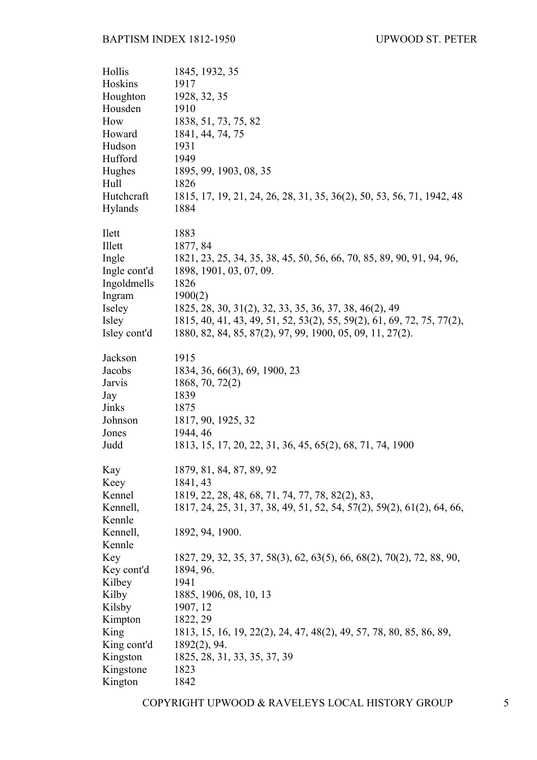| | |
|---|---|
| Hollis | 1845, 1932, 35 |
| Hoskins | 1917 |
| Houghton | 1928, 32, 35 |
| Housden | 1910 |
| How | 1838, 51, 73, 75, 82 |
| Howard | 1841, 44, 74, 75 |
| Hudson | 1931 |
| Hufford | 1949 |
| Hughes | 1895, 99, 1903, 08, 35 |
| Hull | 1826 |
| Hutchcraft | 1815, 17, 19, 21, 24, 26, 28, 31, 35, 36(2), 50, 53, 56, 71, 1942, 48 |
| Hylands | 1884 |
| | |
| Ilett | 1883 |
| Illett | 1877, 84 |
| Ingle | 1821, 23, 25, 34, 35, 38, 45, 50, 56, 66, 70, 85, 89, 90, 91, 94, 96, |
| Ingle cont'd | 1898, 1901, 03, 07, 09. |
| Ingoldmells | 1826 |
| Ingram | 1900(2) |
| Iseley | 1825, 28, 30, 31(2), 32, 33, 35, 36, 37, 38, 46(2), 49 |
| Isley | 1815, 40, 41, 43, 49, 51, 52, 53(2), 55, 59(2), 61, 69, 72, 75, 77(2), |
| Isley cont'd | 1880, 82, 84, 85, 87(2), 97, 99, 1900, 05, 09, 11, 27(2). |
| | |
| Jackson | 1915 |
| Jacobs | 1834, 36, 66(3), 69, 1900, 23 |
| Jarvis | 1868, 70, 72(2) |
| Jay | 1839 |
| Jinks | 1875 |
| Johnson | 1817, 90, 1925, 32 |
| Jones | 1944, 46 |
| Judd | 1813, 15, 17, 20, 22, 31, 36, 45, 65(2), 68, 71, 74, 1900 |
| | |
| Kay | 1879, 81, 84, 87, 89, 92 |
| Keey | 1841, 43 |
| Kennel | 1819, 22, 28, 48, 68, 71, 74, 77, 78, 82(2), 83, |
| Kennell, Kennle | 1817, 24, 25, 31, 37, 38, 49, 51, 52, 54, 57(2), 59(2), 61(2), 64, 66, |
| Kennell, Kennle | 1892, 94, 1900. |
| Key | 1827, 29, 32, 35, 37, 58(3), 62, 63(5), 66, 68(2), 70(2), 72, 88, 90, |
| Key cont'd | 1894, 96. |
| Kilbey | 1941 |
| Kilby | 1885, 1906, 08, 10, 13 |
| Kilsby | 1907, 12 |
| Kimpton | 1822, 29 |
| King | 1813, 15, 16, 19, 22(2), 24, 47, 48(2), 49, 57, 78, 80, 85, 86, 89, |
| King cont'd | 1892(2), 94. |
| Kingston | 1825, 28, 31, 33, 35, 37, 39 |
| Kingstone | 1823 |
| Kington | 1842 |

COPYRIGHT UPWOOD & RAVELEYS LOCAL HISTORY GROUP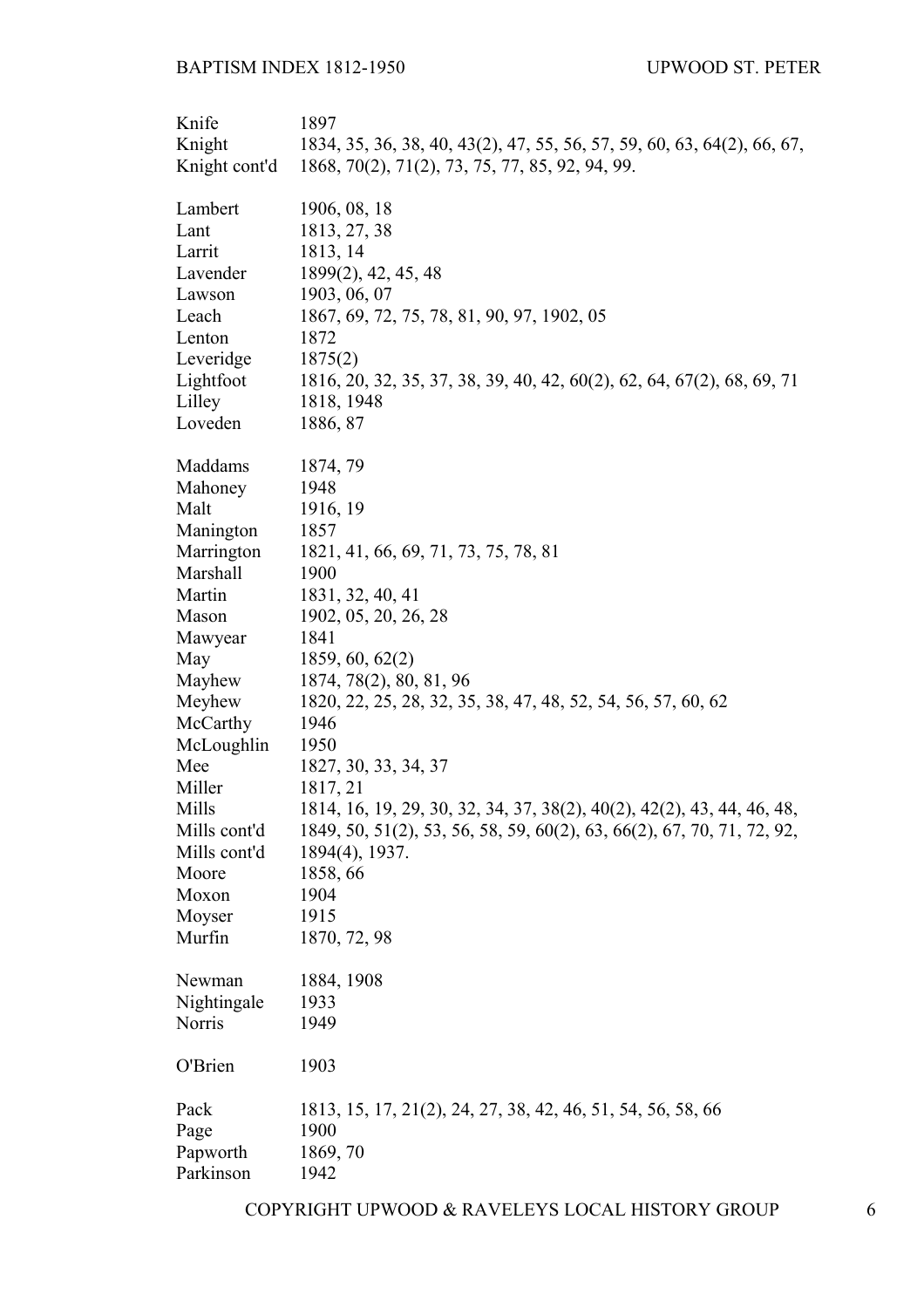| Surname | Years |
|---|---|
| Knife | 1897 |
| Knight | 1834, 35, 36, 38, 40, 43(2), 47, 55, 56, 57, 59, 60, 63, 64(2), 66, 67, |
| Knight cont'd | 1868, 70(2), 71(2), 73, 75, 77, 85, 92, 94, 99. |
| | |
| Lambert | 1906, 08, 18 |
| Lant | 1813, 27, 38 |
| Larrit | 1813, 14 |
| Lavender | 1899(2), 42, 45, 48 |
| Lawson | 1903, 06, 07 |
| Leach | 1867, 69, 72, 75, 78, 81, 90, 97, 1902, 05 |
| Lenton | 1872 |
| Leveridge | 1875(2) |
| Lightfoot | 1816, 20, 32, 35, 37, 38, 39, 40, 42, 60(2), 62, 64, 67(2), 68, 69, 71 |
| Lilley | 1818, 1948 |
| Loveden | 1886, 87 |
| | |
| Maddams | 1874, 79 |
| Mahoney | 1948 |
| Malt | 1916, 19 |
| Manington | 1857 |
| Marrington | 1821, 41, 66, 69, 71, 73, 75, 78, 81 |
| Marshall | 1900 |
| Martin | 1831, 32, 40, 41 |
| Mason | 1902, 05, 20, 26, 28 |
| Mawyear | 1841 |
| May | 1859, 60, 62(2) |
| Mayhew | 1874, 78(2), 80, 81, 96 |
| Meyhew | 1820, 22, 25, 28, 32, 35, 38, 47, 48, 52, 54, 56, 57, 60, 62 |
| McCarthy | 1946 |
| McLoughlin | 1950 |
| Mee | 1827, 30, 33, 34, 37 |
| Miller | 1817, 21 |
| Mills | 1814, 16, 19, 29, 30, 32, 34, 37, 38(2), 40(2), 42(2), 43, 44, 46, 48, |
| Mills cont'd | 1849, 50, 51(2), 53, 56, 58, 59, 60(2), 63, 66(2), 67, 70, 71, 72, 92, |
| Mills cont'd | 1894(4), 1937. |
| Moore | 1858, 66 |
| Moxon | 1904 |
| Moyser | 1915 |
| Murfin | 1870, 72, 98 |
| | |
| Newman | 1884, 1908 |
| Nightingale | 1933 |
| Norris | 1949 |
| | |
| O'Brien | 1903 |
| | |
| Pack | 1813, 15, 17, 21(2), 24, 27, 38, 42, 46, 51, 54, 56, 58, 66 |
| Page | 1900 |
| Papworth | 1869, 70 |
| Parkinson | 1942 |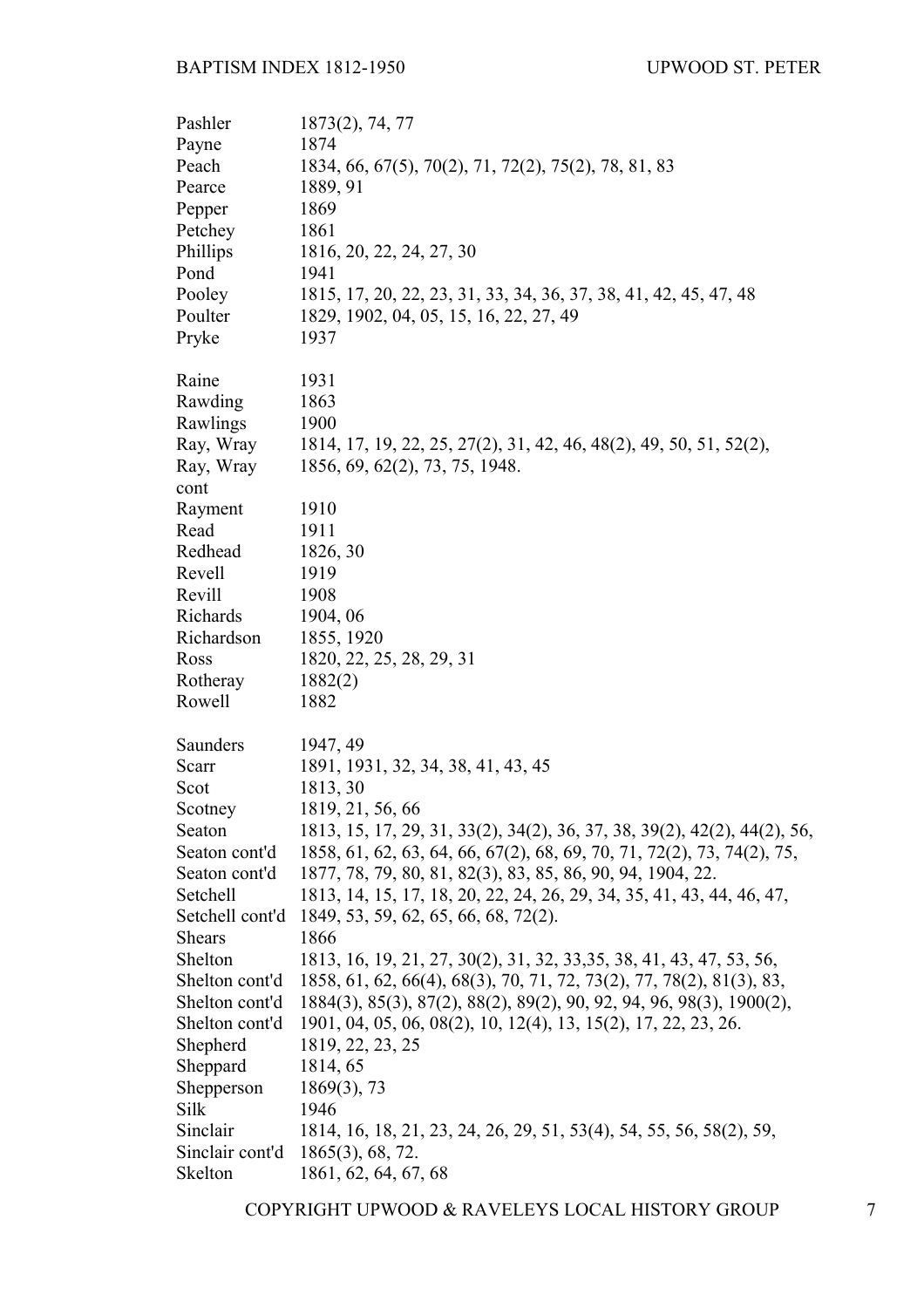| Surname | Years |
|---|---|
| Pashler | 1873(2), 74, 77 |
| Payne | 1874 |
| Peach | 1834, 66, 67(5), 70(2), 71, 72(2), 75(2), 78, 81, 83 |
| Pearce | 1889, 91 |
| Pepper | 1869 |
| Petchey | 1861 |
| Phillips | 1816, 20, 22, 24, 27, 30 |
| Pond | 1941 |
| Pooley | 1815, 17, 20, 22, 23, 31, 33, 34, 36, 37, 38, 41, 42, 45, 47, 48 |
| Poulter | 1829, 1902, 04, 05, 15, 16, 22, 27, 49 |
| Pryke | 1937 |
| | |
| Raine | 1931 |
| Rawding | 1863 |
| Rawlings | 1900 |
| Ray, Wray | 1814, 17, 19, 22, 25, 27(2), 31, 42, 46, 48(2), 49, 50, 51, 52(2), |
| Ray, Wray cont | 1856, 69, 62(2), 73, 75, 1948. |
| Rayment | 1910 |
| Read | 1911 |
| Redhead | 1826, 30 |
| Revell | 1919 |
| Revill | 1908 |
| Richards | 1904, 06 |
| Richardson | 1855, 1920 |
| Ross | 1820, 22, 25, 28, 29, 31 |
| Rotheray | 1882(2) |
| Rowell | 1882 |
| | |
| Saunders | 1947, 49 |
| Scarr | 1891, 1931, 32, 34, 38, 41, 43, 45 |
| Scot | 1813, 30 |
| Scotney | 1819, 21, 56, 66 |
| Seaton | 1813, 15, 17, 29, 31, 33(2), 34(2), 36, 37, 38, 39(2), 42(2), 44(2), 56, |
| Seaton cont'd | 1858, 61, 62, 63, 64, 66, 67(2), 68, 69, 70, 71, 72(2), 73, 74(2), 75, |
| Seaton cont'd | 1877, 78, 79, 80, 81, 82(3), 83, 85, 86, 90, 94, 1904, 22. |
| Setchell | 1813, 14, 15, 17, 18, 20, 22, 24, 26, 29, 34, 35, 41, 43, 44, 46, 47, |
| Setchell cont'd | 1849, 53, 59, 62, 65, 66, 68, 72(2). |
| Shears | 1866 |
| Shelton | 1813, 16, 19, 21, 27, 30(2), 31, 32, 33,35, 38, 41, 43, 47, 53, 56, |
| Shelton cont'd | 1858, 61, 62, 66(4), 68(3), 70, 71, 72, 73(2), 77, 78(2), 81(3), 83, |
| Shelton cont'd | 1884(3), 85(3), 87(2), 88(2), 89(2), 90, 92, 94, 96, 98(3), 1900(2), |
| Shelton cont'd | 1901, 04, 05, 06, 08(2), 10, 12(4), 13, 15(2), 17, 22, 23, 26. |
| Shepherd | 1819, 22, 23, 25 |
| Sheppard | 1814, 65 |
| Shepperson | 1869(3), 73 |
| Silk | 1946 |
| Sinclair | 1814, 16, 18, 21, 23, 24, 26, 29, 51, 53(4), 54, 55, 56, 58(2), 59, |
| Sinclair cont'd | 1865(3), 68, 72. |
| Skelton | 1861, 62, 64, 67, 68 |

COPYRIGHT UPWOOD & RAVELEYS LOCAL HISTORY GROUP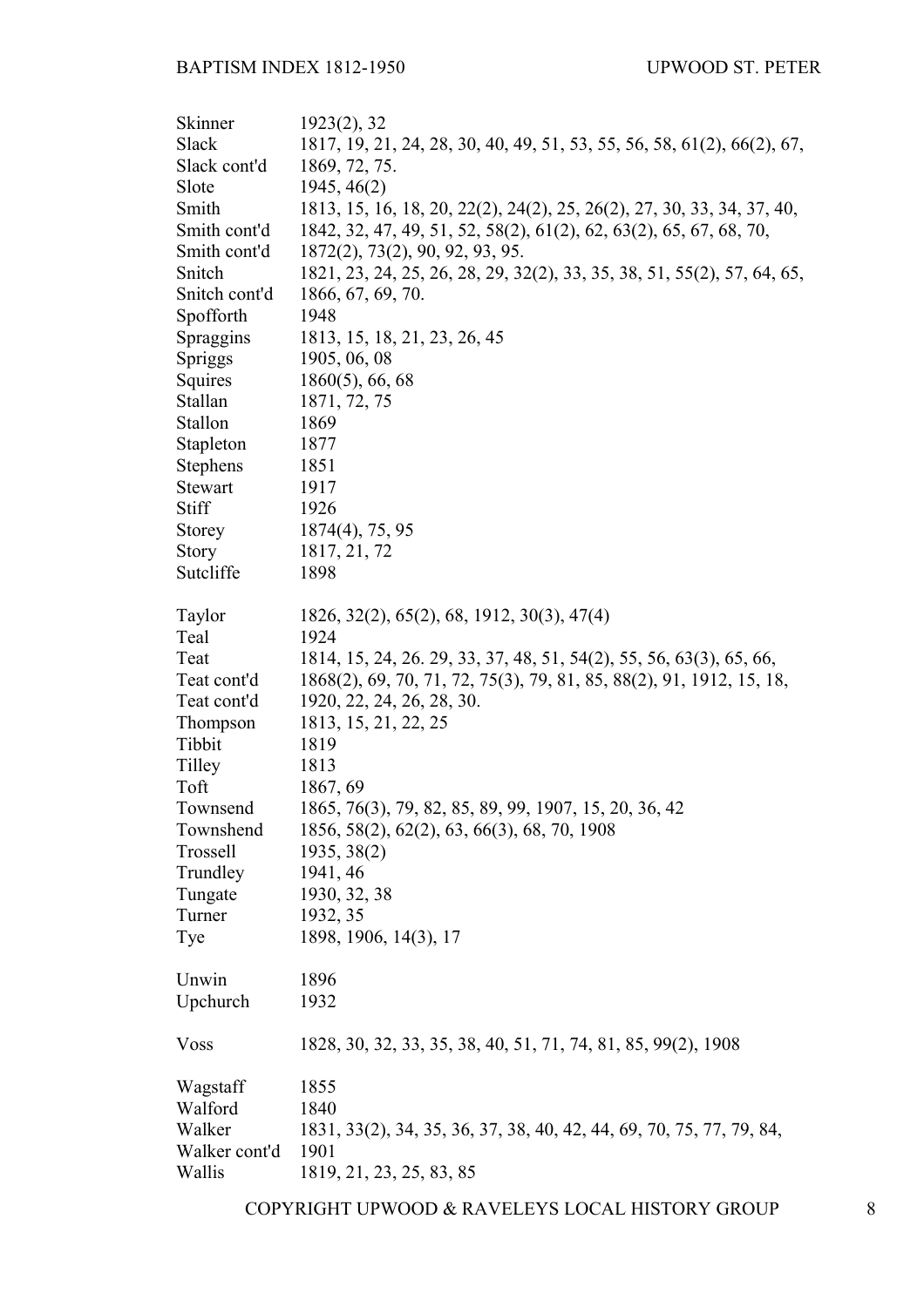| | |
|---|---|
| Skinner | 1923(2), 32 |
| Slack | 1817, 19, 21, 24, 28, 30, 40, 49, 51, 53, 55, 56, 58, 61(2), 66(2), 67, |
| Slack cont'd | 1869, 72, 75. |
| Slote | 1945, 46(2) |
| Smith | 1813, 15, 16, 18, 20, 22(2), 24(2), 25, 26(2), 27, 30, 33, 34, 37, 40, |
| Smith cont'd | 1842, 32, 47, 49, 51, 52, 58(2), 61(2), 62, 63(2), 65, 67, 68, 70, |
| Smith cont'd | 1872(2), 73(2), 90, 92, 93, 95. |
| Snitch | 1821, 23, 24, 25, 26, 28, 29, 32(2), 33, 35, 38, 51, 55(2), 57, 64, 65, |
| Snitch cont'd | 1866, 67, 69, 70. |
| Spofforth | 1948 |
| Spraggins | 1813, 15, 18, 21, 23, 26, 45 |
| Spriggs | 1905, 06, 08 |
| Squires | 1860(5), 66, 68 |
| Stallan | 1871, 72, 75 |
| Stallon | 1869 |
| Stapleton | 1877 |
| Stephens | 1851 |
| Stewart | 1917 |
| Stiff | 1926 |
| Storey | 1874(4), 75, 95 |
| Story | 1817, 21, 72 |
| Sutcliffe | 1898 |
| | |
| Taylor | 1826, 32(2), 65(2), 68, 1912, 30(3), 47(4) |
| Teal | 1924 |
| Teat | 1814, 15, 24, 26. 29, 33, 37, 48, 51, 54(2), 55, 56, 63(3), 65, 66, |
| Teat cont'd | 1868(2), 69, 70, 71, 72, 75(3), 79, 81, 85, 88(2), 91, 1912, 15, 18, |
| Teat cont'd | 1920, 22, 24, 26, 28, 30. |
| Thompson | 1813, 15, 21, 22, 25 |
| Tibbit | 1819 |
| Tilley | 1813 |
| Toft | 1867, 69 |
| Townsend | 1865, 76(3), 79, 82, 85, 89, 99, 1907, 15, 20, 36, 42 |
| Townshend | 1856, 58(2), 62(2), 63, 66(3), 68, 70, 1908 |
| Trossell | 1935, 38(2) |
| Trundley | 1941, 46 |
| Tungate | 1930, 32, 38 |
| Turner | 1932, 35 |
| Tye | 1898, 1906, 14(3), 17 |
| | |
| Unwin | 1896 |
| Upchurch | 1932 |
| | |
| Voss | 1828, 30, 32, 33, 35, 38, 40, 51, 71, 74, 81, 85, 99(2), 1908 |
| | |
| Wagstaff | 1855 |
| Walford | 1840 |
| Walker | 1831, 33(2), 34, 35, 36, 37, 38, 40, 42, 44, 69, 70, 75, 77, 79, 84, |
| Walker cont'd | 1901 |
| Wallis | 1819, 21, 23, 25, 83, 85 |

COPYRIGHT UPWOOD & RAVELEYS LOCAL HISTORY GROUP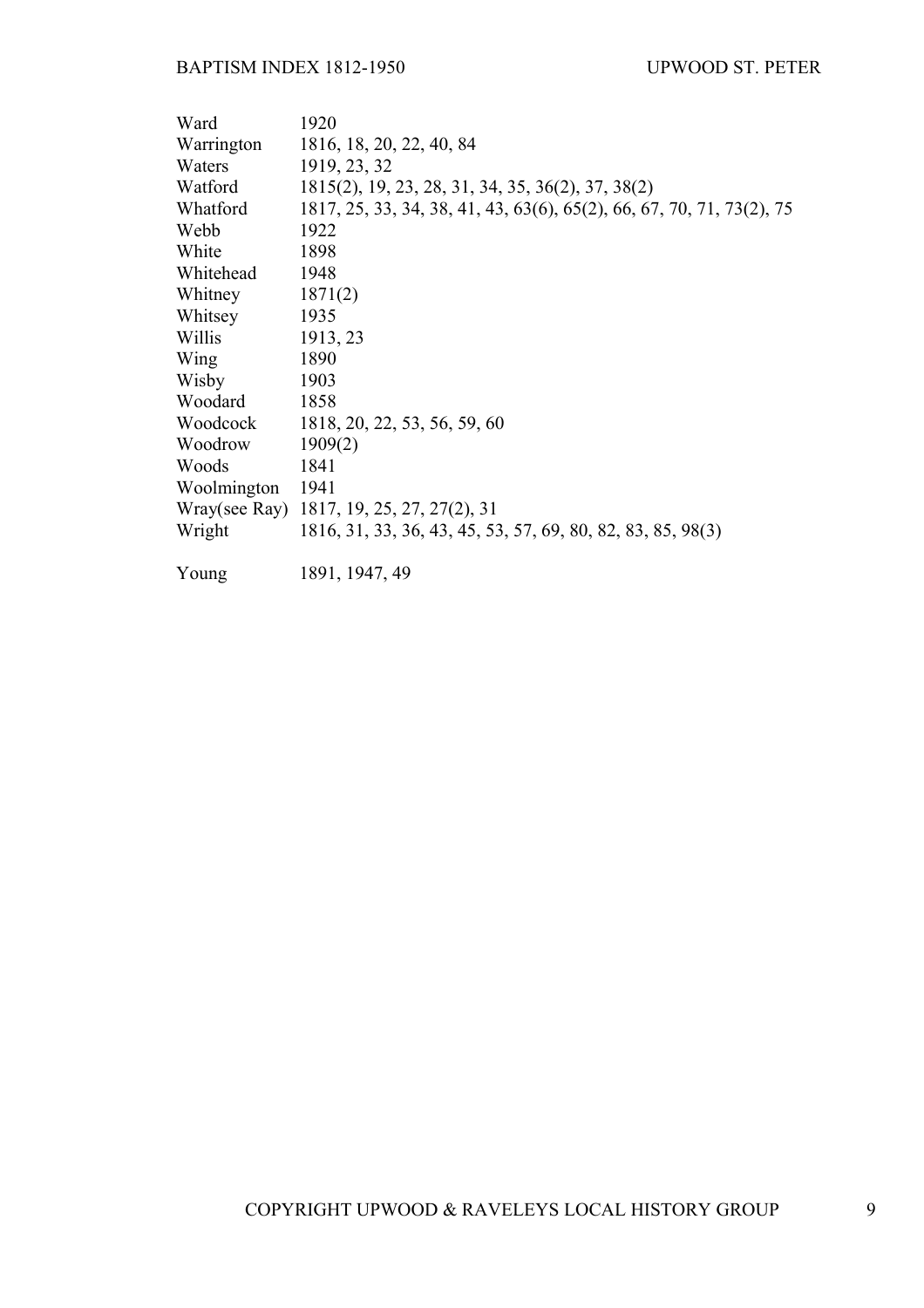| | |
|---|---|
| Ward | 1920 |
| Warrington | 1816, 18, 20, 22, 40, 84 |
| Waters | 1919, 23, 32 |
| Watford | 1815(2), 19, 23, 28, 31, 34, 35, 36(2), 37, 38(2) |
| Whatford | 1817, 25, 33, 34, 38, 41, 43, 63(6), 65(2), 66, 67, 70, 71, 73(2), 75 |
| Webb | 1922 |
| White | 1898 |
| Whitehead | 1948 |
| Whitney | 1871(2) |
| Whitsey | 1935 |
| Willis | 1913, 23 |
| Wing | 1890 |
| Wisby | 1903 |
| Woodard | 1858 |
| Woodcock | 1818, 20, 22, 53, 56, 59, 60 |
| Woodrow | 1909(2) |
| Woods | 1841 |
| Woolmington | 1941 |
| Wray(see Ray) | 1817, 19, 25, 27, 27(2), 31 |
| Wright | 1816, 31, 33, 36, 43, 45, 53, 57, 69, 80, 82, 83, 85, 98(3) |
| Young | 1891, 1947, 49 |